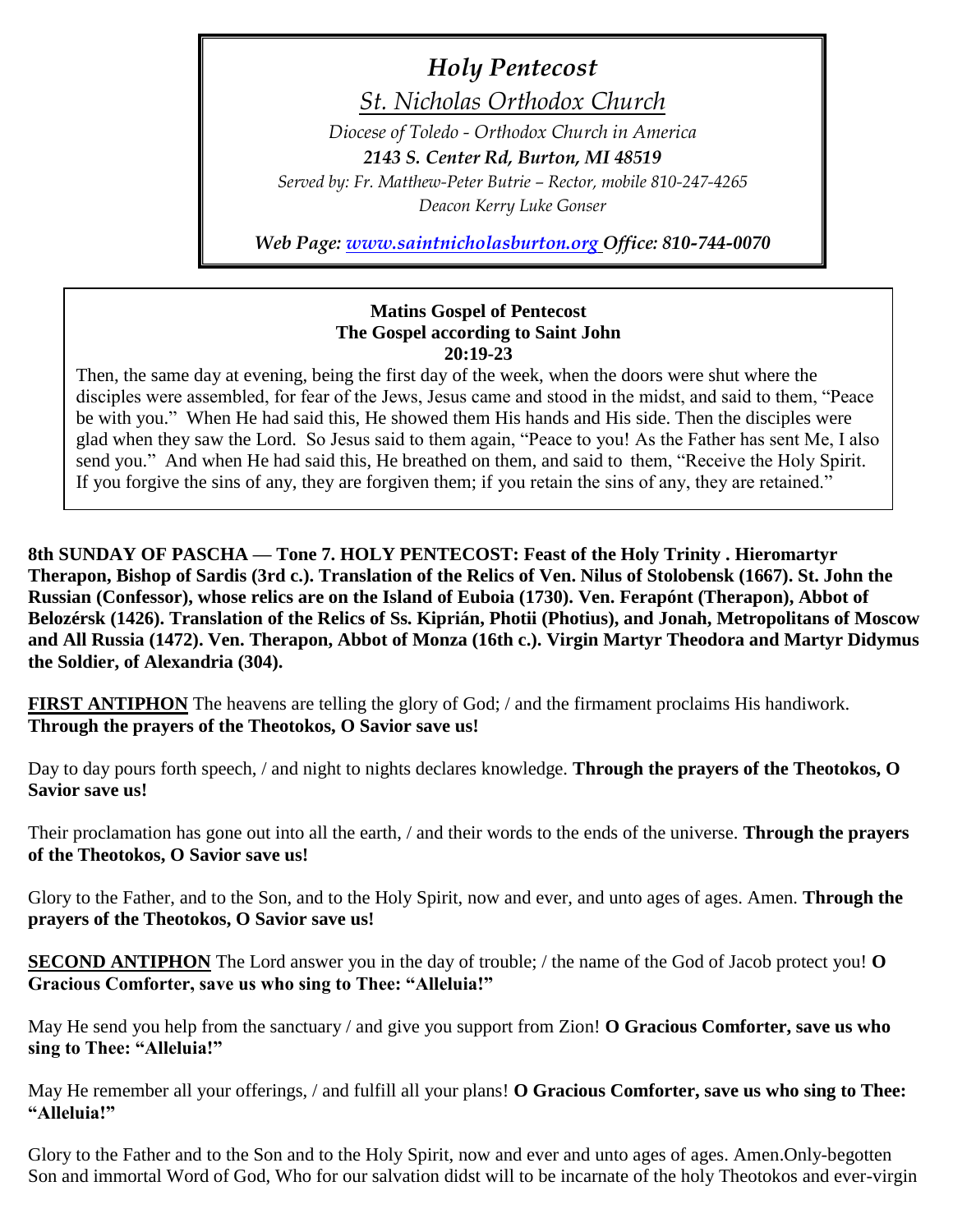# *Holy Pentecost*

## *St. Nicholas Orthodox Church*

*Diocese of Toledo - Orthodox Church in America*

***2143 S. Center Rd, Burton, MI 48519***

*Served by: Fr. Matthew-Peter Butrie – Rector, mobile 810-247-4265*

*Deacon Kerry Luke Gonser*

***Web Page: www.saintnicholasburton.org Office: 810-744-0070***

**Matins Gospel of Pentecost**
**The Gospel according to Saint John**
**20:19-23**

Then, the same day at evening, being the first day of the week, when the doors were shut where the disciples were assembled, for fear of the Jews, Jesus came and stood in the midst, and said to them, "Peace be with you." When He had said this, He showed them His hands and His side. Then the disciples were glad when they saw the Lord. So Jesus said to them again, "Peace to you! As the Father has sent Me, I also send you." And when He had said this, He breathed on them, and said to them, "Receive the Holy Spirit. If you forgive the sins of any, they are forgiven them; if you retain the sins of any, they are retained."

**8th SUNDAY OF PASCHA — Tone 7. HOLY PENTECOST: Feast of the Holy Trinity . Hieromartyr Therapon, Bishop of Sardis (3rd c.). Translation of the Relics of Ven. Nilus of Stolobensk (1667). St. John the Russian (Confessor), whose relics are on the Island of Euboia (1730). Ven. Ferapónt (Therapon), Abbot of Belozérsk (1426). Translation of the Relics of Ss. Kiprián, Photii (Photius), and Jonah, Metropolitans of Moscow and All Russia (1472). Ven. Therapon, Abbot of Monza (16th c.). Virgin Martyr Theodora and Martyr Didymus the Soldier, of Alexandria (304).**

**FIRST ANTIPHON** The heavens are telling the glory of God; / and the firmament proclaims His handiwork. **Through the prayers of the Theotokos, O Savior save us!**

Day to day pours forth speech, / and night to nights declares knowledge. **Through the prayers of the Theotokos, O Savior save us!**

Their proclamation has gone out into all the earth, / and their words to the ends of the universe. **Through the prayers of the Theotokos, O Savior save us!**

Glory to the Father, and to the Son, and to the Holy Spirit, now and ever, and unto ages of ages. Amen. **Through the prayers of the Theotokos, O Savior save us!**

**SECOND ANTIPHON** The Lord answer you in the day of trouble; / the name of the God of Jacob protect you! **O Gracious Comforter, save us who sing to Thee: "Alleluia!"**

May He send you help from the sanctuary / and give you support from Zion! **O Gracious Comforter, save us who sing to Thee: "Alleluia!"**

May He remember all your offerings, / and fulfill all your plans! **O Gracious Comforter, save us who sing to Thee: "Alleluia!"**

Glory to the Father and to the Son and to the Holy Spirit, now and ever and unto ages of ages. Amen.Only-begotten Son and immortal Word of God, Who for our salvation didst will to be incarnate of the holy Theotokos and ever-virgin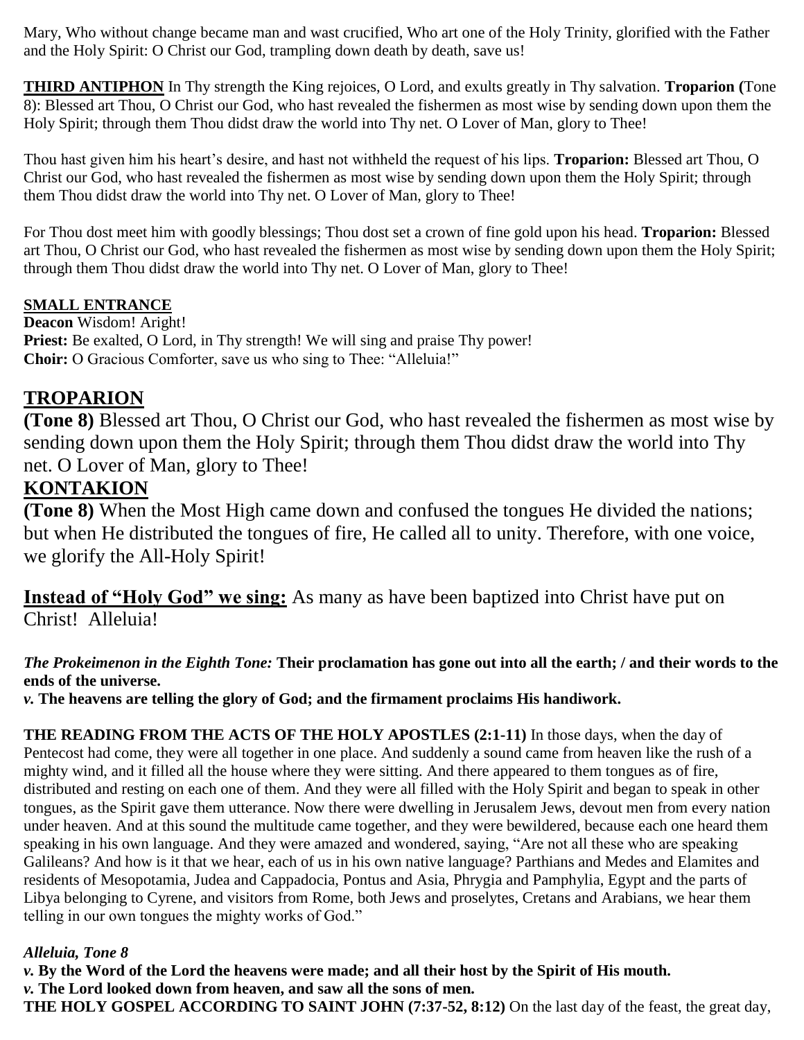Mary, Who without change became man and wast crucified, Who art one of the Holy Trinity, glorified with the Father and the Holy Spirit: O Christ our God, trampling down death by death, save us!

**THIRD ANTIPHON** In Thy strength the King rejoices, O Lord, and exults greatly in Thy salvation. **Troparion (**Tone 8): Blessed art Thou, O Christ our God, who hast revealed the fishermen as most wise by sending down upon them the Holy Spirit; through them Thou didst draw the world into Thy net. O Lover of Man, glory to Thee!

Thou hast given him his heart's desire, and hast not withheld the request of his lips. **Troparion:** Blessed art Thou, O Christ our God, who hast revealed the fishermen as most wise by sending down upon them the Holy Spirit; through them Thou didst draw the world into Thy net. O Lover of Man, glory to Thee!

For Thou dost meet him with goodly blessings; Thou dost set a crown of fine gold upon his head. **Troparion:** Blessed art Thou, O Christ our God, who hast revealed the fishermen as most wise by sending down upon them the Holy Spirit; through them Thou didst draw the world into Thy net. O Lover of Man, glory to Thee!

**SMALL ENTRANCE**

**Deacon** Wisdom! Aright!
**Priest:** Be exalted, O Lord, in Thy strength! We will sing and praise Thy power!
**Choir:** O Gracious Comforter, save us who sing to Thee: "Alleluia!"

## TROPARION

**(Tone 8)** Blessed art Thou, O Christ our God, who hast revealed the fishermen as most wise by sending down upon them the Holy Spirit; through them Thou didst draw the world into Thy net. O Lover of Man, glory to Thee!

## KONTAKION

**(Tone 8)** When the Most High came down and confused the tongues He divided the nations; but when He distributed the tongues of fire, He called all to unity. Therefore, with one voice, we glorify the All-Holy Spirit!

**Instead of "Holy God" we sing:** As many as have been baptized into Christ have put on Christ! Alleluia!

***The Prokeimenon in the Eighth Tone:*** **Their proclamation has gone out into all the earth; / and their words to the ends of the universe.**

***v.*** **The heavens are telling the glory of God; and the firmament proclaims His handiwork.**

**THE READING FROM THE ACTS OF THE HOLY APOSTLES (2:1-11)** In those days, when the day of Pentecost had come, they were all together in one place. And suddenly a sound came from heaven like the rush of a mighty wind, and it filled all the house where they were sitting. And there appeared to them tongues as of fire, distributed and resting on each one of them. And they were all filled with the Holy Spirit and began to speak in other tongues, as the Spirit gave them utterance. Now there were dwelling in Jerusalem Jews, devout men from every nation under heaven. And at this sound the multitude came together, and they were bewildered, because each one heard them speaking in his own language. And they were amazed and wondered, saying, "Are not all these who are speaking Galileans? And how is it that we hear, each of us in his own native language? Parthians and Medes and Elamites and residents of Mesopotamia, Judea and Cappadocia, Pontus and Asia, Phrygia and Pamphylia, Egypt and the parts of Libya belonging to Cyrene, and visitors from Rome, both Jews and proselytes, Cretans and Arabians, we hear them telling in our own tongues the mighty works of God."

***Alleluia, Tone 8***

***v.*** **By the Word of the Lord the heavens were made; and all their host by the Spirit of His mouth.**
***v.*** **The Lord looked down from heaven, and saw all the sons of men.**
**THE HOLY GOSPEL ACCORDING TO SAINT JOHN (7:37-52, 8:12)** On the last day of the feast, the great day,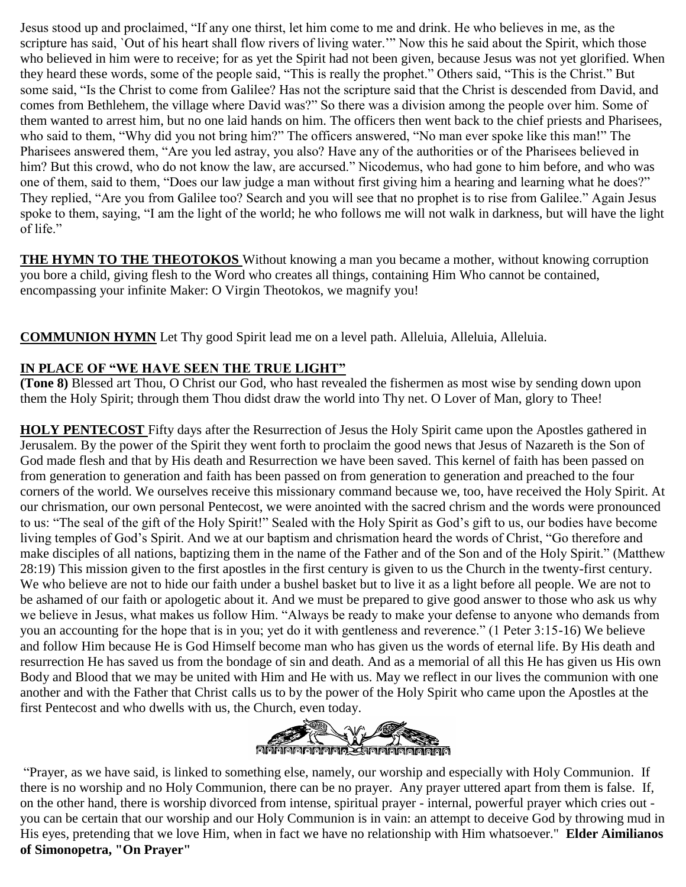Jesus stood up and proclaimed, "If any one thirst, let him come to me and drink. He who believes in me, as the scripture has said, `Out of his heart shall flow rivers of living water.'" Now this he said about the Spirit, which those who believed in him were to receive; for as yet the Spirit had not been given, because Jesus was not yet glorified. When they heard these words, some of the people said, "This is really the prophet." Others said, "This is the Christ." But some said, "Is the Christ to come from Galilee? Has not the scripture said that the Christ is descended from David, and comes from Bethlehem, the village where David was?" So there was a division among the people over him. Some of them wanted to arrest him, but no one laid hands on him. The officers then went back to the chief priests and Pharisees, who said to them, "Why did you not bring him?" The officers answered, "No man ever spoke like this man!" The Pharisees answered them, "Are you led astray, you also? Have any of the authorities or of the Pharisees believed in him? But this crowd, who do not know the law, are accursed." Nicodemus, who had gone to him before, and who was one of them, said to them, "Does our law judge a man without first giving him a hearing and learning what he does?" They replied, "Are you from Galilee too? Search and you will see that no prophet is to rise from Galilee." Again Jesus spoke to them, saying, "I am the light of the world; he who follows me will not walk in darkness, but will have the light of life."

**THE HYMN TO THE THEOTOKOS** Without knowing a man you became a mother, without knowing corruption you bore a child, giving flesh to the Word who creates all things, containing Him Who cannot be contained, encompassing your infinite Maker: O Virgin Theotokos, we magnify you!

**COMMUNION HYMN** Let Thy good Spirit lead me on a level path. Alleluia, Alleluia, Alleluia.

**IN PLACE OF "WE HAVE SEEN THE TRUE LIGHT"**

**(Tone 8)** Blessed art Thou, O Christ our God, who hast revealed the fishermen as most wise by sending down upon them the Holy Spirit; through them Thou didst draw the world into Thy net. O Lover of Man, glory to Thee!

**HOLY PENTECOST** Fifty days after the Resurrection of Jesus the Holy Spirit came upon the Apostles gathered in Jerusalem. By the power of the Spirit they went forth to proclaim the good news that Jesus of Nazareth is the Son of God made flesh and that by His death and Resurrection we have been saved. This kernel of faith has been passed on from generation to generation and faith has been passed on from generation to generation and preached to the four corners of the world. We ourselves receive this missionary command because we, too, have received the Holy Spirit. At our chrismation, our own personal Pentecost, we were anointed with the sacred chrism and the words were pronounced to us: "The seal of the gift of the Holy Spirit!" Sealed with the Holy Spirit as God's gift to us, our bodies have become living temples of God's Spirit. And we at our baptism and chrismation heard the words of Christ, "Go therefore and make disciples of all nations, baptizing them in the name of the Father and of the Son and of the Holy Spirit." (Matthew 28:19) This mission given to the first apostles in the first century is given to us the Church in the twenty-first century. We who believe are not to hide our faith under a bushel basket but to live it as a light before all people. We are not to be ashamed of our faith or apologetic about it. And we must be prepared to give good answer to those who ask us why we believe in Jesus, what makes us follow Him. "Always be ready to make your defense to anyone who demands from you an accounting for the hope that is in you; yet do it with gentleness and reverence." (1 Peter 3:15-16) We believe and follow Him because He is God Himself become man who has given us the words of eternal life. By His death and resurrection He has saved us from the bondage of sin and death. And as a memorial of all this He has given us His own Body and Blood that we may be united with Him and He with us. May we reflect in our lives the communion with one another and with the Father that Christ calls us to by the power of the Holy Spirit who came upon the Apostles at the first Pentecost and who dwells with us, the Church, even today.

"Prayer, as we have said, is linked to something else, namely, our worship and especially with Holy Communion. If there is no worship and no Holy Communion, there can be no prayer. Any prayer uttered apart from them is false. If, on the other hand, there is worship divorced from intense, spiritual prayer - internal, powerful prayer which cries out - you can be certain that our worship and our Holy Communion is in vain: an attempt to deceive God by throwing mud in His eyes, pretending that we love Him, when in fact we have no relationship with Him whatsoever." **Elder Aimilianos of Simonopetra, "On Prayer"**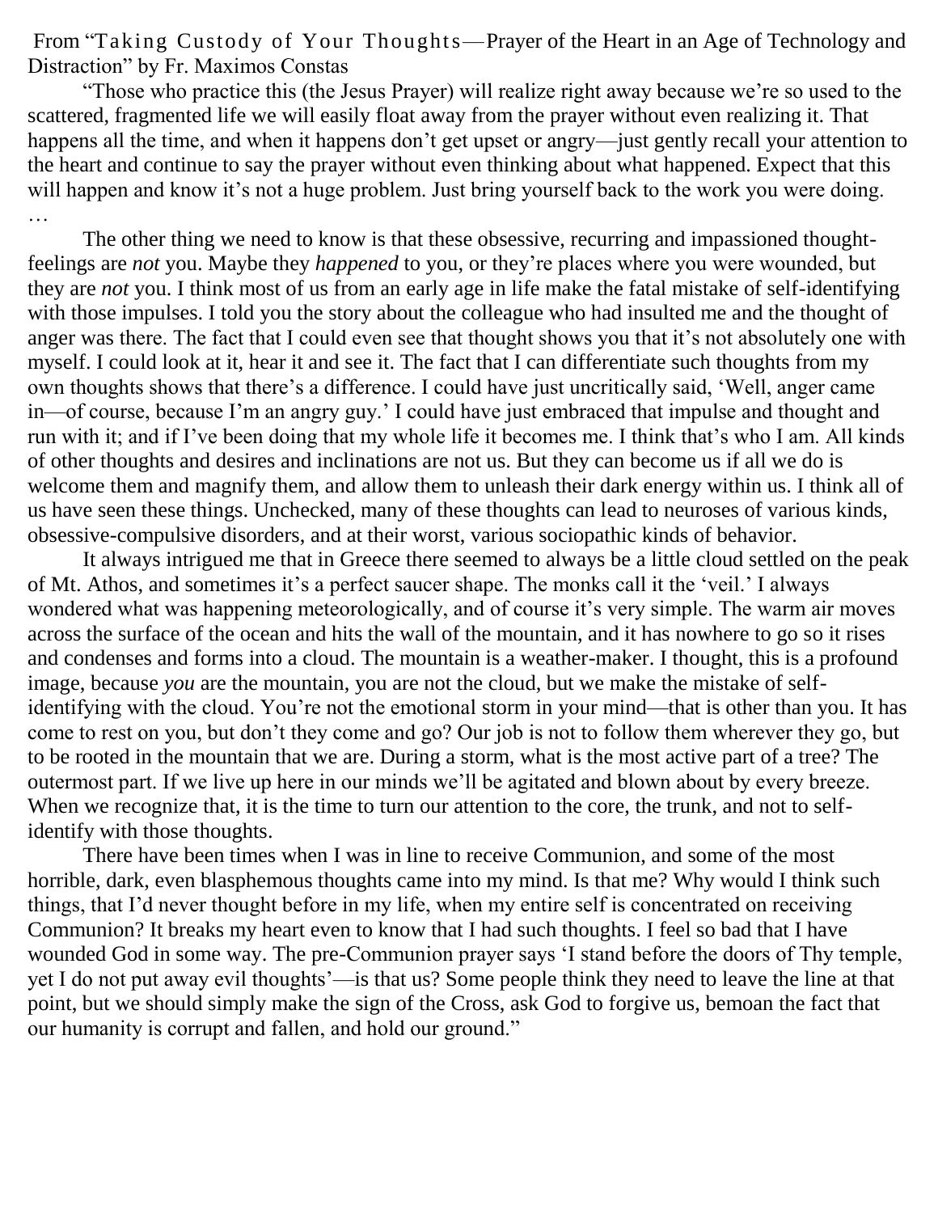From "Taking Custody of Your Thoughts—Prayer of the Heart in an Age of Technology and Distraction" by Fr. Maximos Constas

"Those who practice this (the Jesus Prayer) will realize right away because we're so used to the scattered, fragmented life we will easily float away from the prayer without even realizing it. That happens all the time, and when it happens don't get upset or angry—just gently recall your attention to the heart and continue to say the prayer without even thinking about what happened. Expect that this will happen and know it's not a huge problem. Just bring yourself back to the work you were doing. …

The other thing we need to know is that these obsessive, recurring and impassioned thought-feelings are *not* you. Maybe they *happened* to you, or they're places where you were wounded, but they are *not* you. I think most of us from an early age in life make the fatal mistake of self-identifying with those impulses. I told you the story about the colleague who had insulted me and the thought of anger was there. The fact that I could even see that thought shows you that it's not absolutely one with myself. I could look at it, hear it and see it. The fact that I can differentiate such thoughts from my own thoughts shows that there's a difference. I could have just uncritically said, 'Well, anger came in—of course, because I'm an angry guy.' I could have just embraced that impulse and thought and run with it; and if I've been doing that my whole life it becomes me. I think that's who I am. All kinds of other thoughts and desires and inclinations are not us. But they can become us if all we do is welcome them and magnify them, and allow them to unleash their dark energy within us. I think all of us have seen these things. Unchecked, many of these thoughts can lead to neuroses of various kinds, obsessive-compulsive disorders, and at their worst, various sociopathic kinds of behavior.

It always intrigued me that in Greece there seemed to always be a little cloud settled on the peak of Mt. Athos, and sometimes it's a perfect saucer shape. The monks call it the 'veil.' I always wondered what was happening meteorologically, and of course it's very simple. The warm air moves across the surface of the ocean and hits the wall of the mountain, and it has nowhere to go so it rises and condenses and forms into a cloud. The mountain is a weather-maker. I thought, this is a profound image, because *you* are the mountain, you are not the cloud, but we make the mistake of self-identifying with the cloud. You're not the emotional storm in your mind—that is other than you. It has come to rest on you, but don't they come and go? Our job is not to follow them wherever they go, but to be rooted in the mountain that we are. During a storm, what is the most active part of a tree? The outermost part. If we live up here in our minds we'll be agitated and blown about by every breeze. When we recognize that, it is the time to turn our attention to the core, the trunk, and not to self-identify with those thoughts.

There have been times when I was in line to receive Communion, and some of the most horrible, dark, even blasphemous thoughts came into my mind. Is that me? Why would I think such things, that I'd never thought before in my life, when my entire self is concentrated on receiving Communion? It breaks my heart even to know that I had such thoughts. I feel so bad that I have wounded God in some way. The pre-Communion prayer says 'I stand before the doors of Thy temple, yet I do not put away evil thoughts'—is that us? Some people think they need to leave the line at that point, but we should simply make the sign of the Cross, ask God to forgive us, bemoan the fact that our humanity is corrupt and fallen, and hold our ground."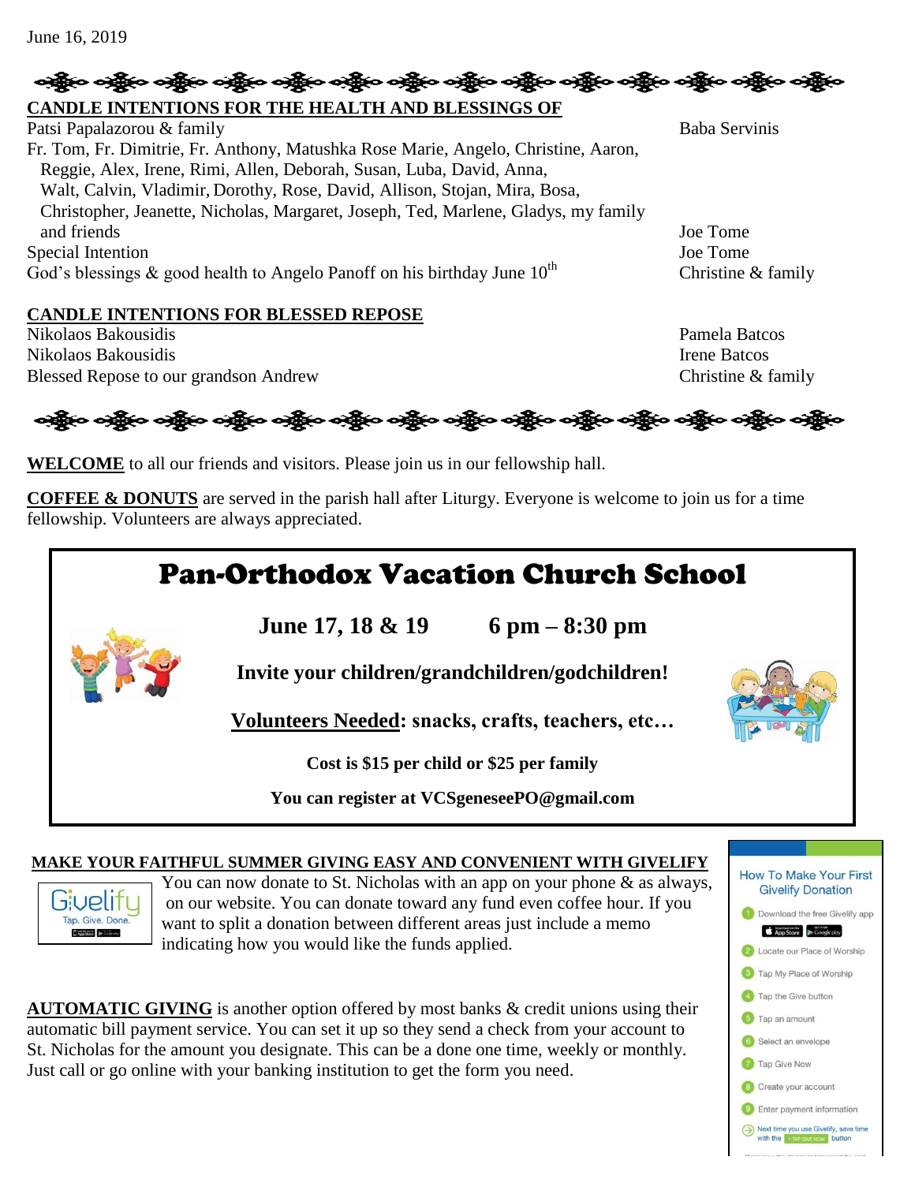June 16, 2019

## CANDLE INTENTIONS FOR THE HEALTH AND BLESSINGS OF

| Intention | From |
|---|---|
| Patsi Papalazorou & family | Baba Servinis |
| Fr. Tom, Fr. Dimitrie, Fr. Anthony, Matushka Rose Marie, Angelo, Christine, Aaron, Reggie, Alex, Irene, Rimi, Allen, Deborah, Susan, Luba, David, Anna, Walt, Calvin, Vladimir, Dorothy, Rose, David, Allison, Stojan, Mira, Bosa, Christopher, Jeanette, Nicholas, Margaret, Joseph, Ted, Marlene, Gladys, my family and friends | Joe Tome |
| Special Intention | Joe Tome |
| God's blessings & good health to Angelo Panoff on his birthday June 10th | Christine & family |

## CANDLE INTENTIONS FOR BLESSED REPOSE

| Intention | From |
|---|---|
| Nikolaos Bakousidis | Pamela Batcos |
| Nikolaos Bakousidis | Irene Batcos |
| Blessed Repose to our grandson Andrew | Christine & family |

**WELCOME** to all our friends and visitors. Please join us in our fellowship hall.

**COFFEE & DONUTS** are served in the parish hall after Liturgy. Everyone is welcome to join us for a time fellowship. Volunteers are always appreciated.

# Pan-Orthodox Vacation Church School

**June 17, 18 & 19        6 pm – 8:30 pm**

**Invite your children/grandchildren/godchildren!**

**Volunteers Needed: snacks, crafts, teachers, etc…**

**Cost is $15 per child or $25 per family**

**You can register at VCSgeneseePO@gmail.com**

## MAKE YOUR FAITHFUL SUMMER GIVING EASY AND CONVENIENT WITH GIVELIFY

Givelify — Tap. Give. Done.

You can now donate to St. Nicholas with an app on your phone & as always, on our website. You can donate toward any fund even coffee hour. If you want to split a donation between different areas just include a memo indicating how you would like the funds applied.

**AUTOMATIC GIVING** is another option offered by most banks & credit unions using their automatic bill payment service. You can set it up so they send a check from your account to St. Nicholas for the amount you designate. This can be a done one time, weekly or monthly. Just call or go online with your banking institution to get the form you need.

**How To Make Your First Givelify Donation**

1. Download the free Givelify app
2. Locate our Place of Worship
3. Tap My Place of Worship
4. Tap the Give button
5. Tap an amount
6. Select an envelope
7. Tap Give Now
8. Create your account
9. Enter payment information

Next time you use Givelify, save time with the 1-TAP GIVE NOW button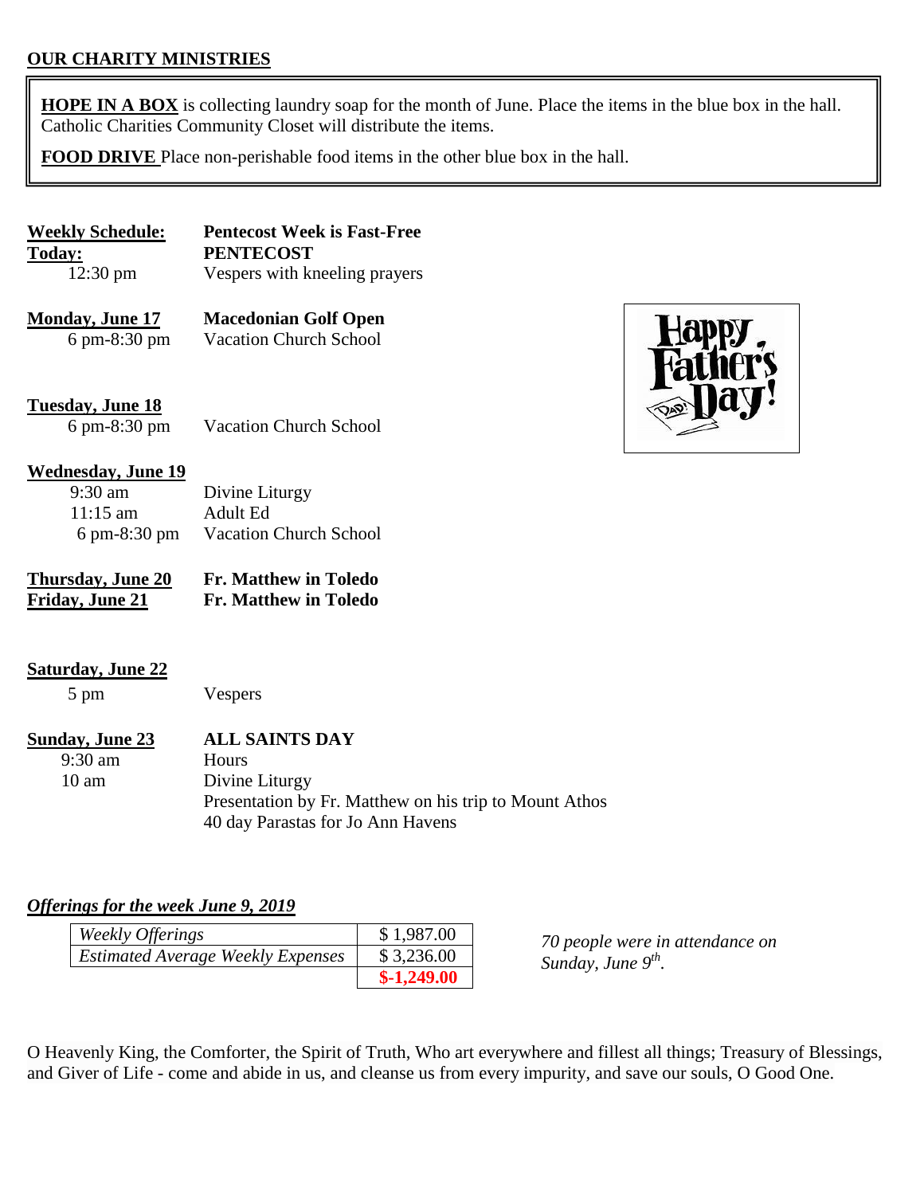## OUR CHARITY MINISTRIES

**HOPE IN A BOX** is collecting laundry soap for the month of June. Place the items in the blue box in the hall. Catholic Charities Community Closet will distribute the items.

**FOOD DRIVE** Place non-perishable food items in the other blue box in the hall.

**Weekly Schedule:** **Pentecost Week is Fast-Free**

**Today:** **PENTECOST**
12:30 pm Vespers with kneeling prayers

**Monday, June 17** **Macedonian Golf Open**
6 pm-8:30 pm Vacation Church School

**Tuesday, June 18**
6 pm-8:30 pm Vacation Church School

**Wednesday, June 19**
9:30 am Divine Liturgy
11:15 am Adult Ed
6 pm-8:30 pm Vacation Church School

**Thursday, June 20** **Fr. Matthew in Toledo**
**Friday, June 21** **Fr. Matthew in Toledo**

**Saturday, June 22**
5 pm Vespers

**Sunday, June 23** **ALL SAINTS DAY**
9:30 am Hours
10 am Divine Liturgy
Presentation by Fr. Matthew on his trip to Mount Athos
40 day Parastas for Jo Ann Havens

***Offerings for the week June 9, 2019***

| | |
|---|---|
| *Weekly Offerings* | $ 1,987.00 |
| *Estimated Average Weekly Expenses* | $ 3,236.00 |
| | **$-1,249.00** |

*70 people were in attendance on Sunday, June 9th.*

O Heavenly King, the Comforter, the Spirit of Truth, Who art everywhere and fillest all things; Treasury of Blessings, and Giver of Life - come and abide in us, and cleanse us from every impurity, and save our souls, O Good One.